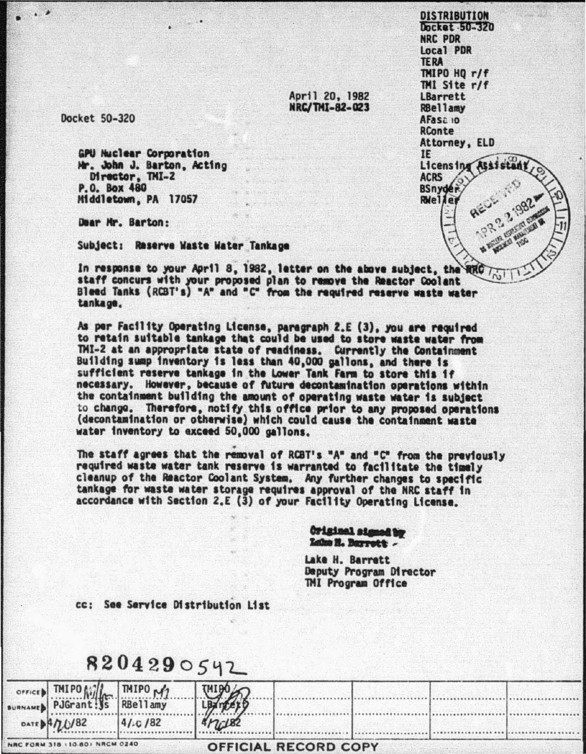DISTRIBUTION
Docket 50-320
NRC PDR
Local PDR
TERA
TMIPO HQ r/f
TMI Site r/f
LBarrett
RBellamy
AFasano
RConte
Attorney, ELD
IE
Licensing Assistant
ACRS
BSnyder
RWeller

April 20, 1982
NRC/TMI-82-023

Docket 50-320

GPU Nuclear Corporation
Mr. John J. Barton, Acting
Director, TMI-2
P.O. Box 480
Middletown, PA 17057

Dear Mr. Barton:

Subject: Reserve Waste Water Tankage

In response to your April 8, 1982, letter on the above subject, the NRC staff concurs with your proposed plan to remove the Reactor Coolant Bleed Tanks (RCBT's) "A" and "C" from the required reserve waste water tankage.

As per Facility Operating License, paragraph 2.E (3), you are required to retain suitable tankage that could be used to store waste water from TMI-2 at an appropriate state of readiness. Currently the Containment Building sump inventory is less than 40,000 gallons, and there is sufficient reserve tankage in the Lower Tank Farm to store this if necessary. However, because of future decontamination operations within the containment building the amount of operating waste water is subject to change. Therefore, notify this office prior to any proposed operations (decontamination or otherwise) which could cause the containment waste water inventory to exceed 50,000 gallons.

The staff agrees that the removal of RCBT's "A" and "C" from the previously required waste water tank reserve is warranted to facilitate the timely cleanup of the Reactor Coolant System. Any further changes to specific tankage for waste water storage requires approval of the NRC staff in accordance with Section 2.E (3) of your Facility Operating License.

Original signed by
Lake H. Barrett

Lake H. Barrett
Deputy Program Director
TMI Program Office

cc: See Service Distribution List

8204290542

| OFFICE | TMIPO | TMIPO | TMIPO |
|---|---|---|---|
| SURNAME | PJGrant:js | RBellamy | LBarrett |
| DATE | 4/20/82 | 4/20/82 | 4/20/82 |

NRC FORM 318 (10-80) NRCM 0240

OFFICIAL RECORD COPY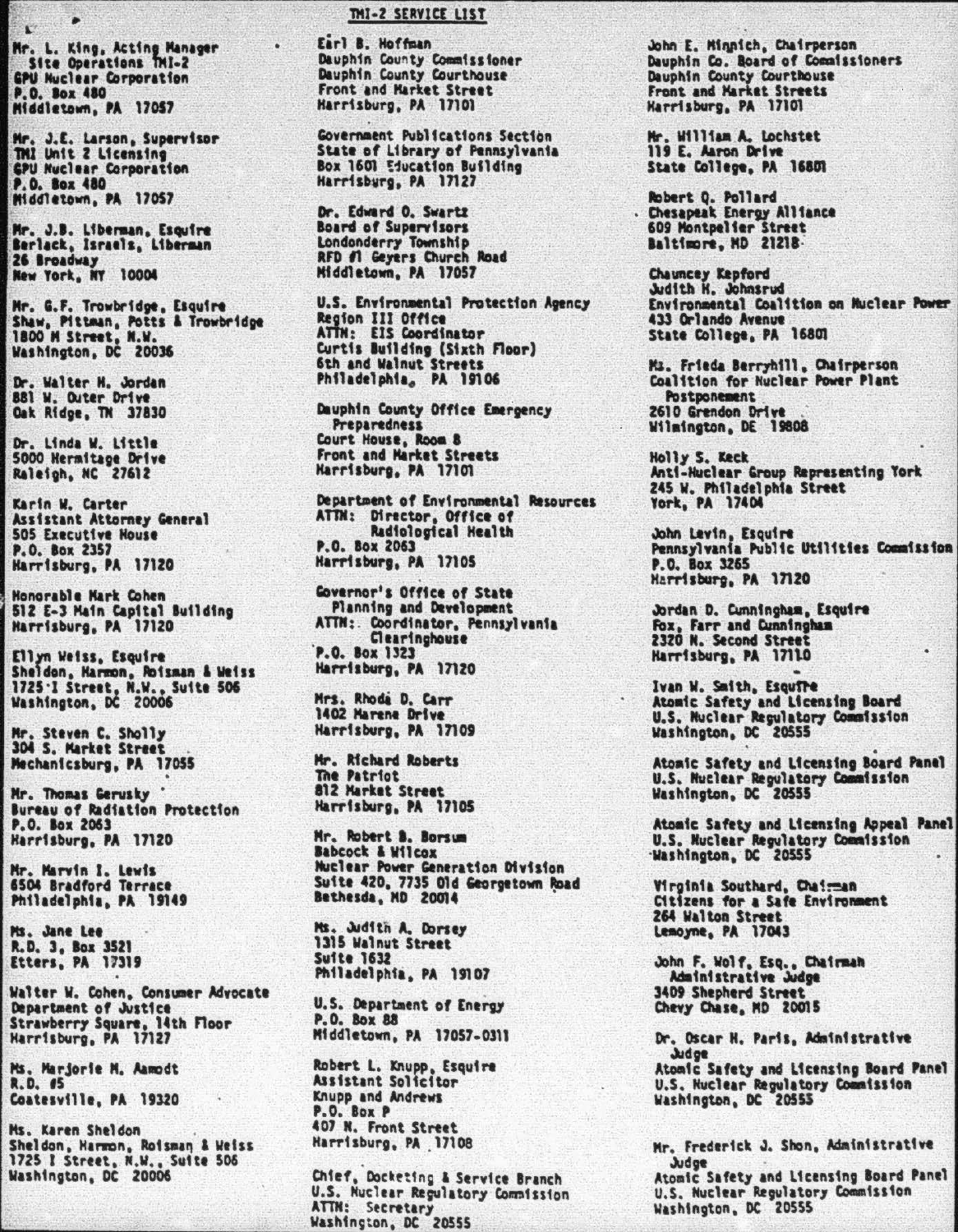## TMI-2 SERVICE LIST

Mr. L. King, Acting Manager
Site Operations TMI-2
GPU Nuclear Corporation
P.O. Box 480
Middletown, PA 17057

Mr. J.E. Larson, Supervisor
TMI Unit 2 Licensing
GPU Nuclear Corporation
P.O. Box 480
Middletown, PA 17057

Mr. J.B. Liberman, Esquire
Berlack, Israels, Liberman
26 Broadway
New York, NY 10004

Mr. G.F. Trowbridge, Esquire
Shaw, Pittman, Potts & Trowbridge
1800 M Street, N.W.
Washington, DC 20036

Dr. Walter H. Jordan
881 W. Outer Drive
Oak Ridge, TN 37830

Dr. Linda W. Little
5000 Hermitage Drive
Raleigh, NC 27612

Karin W. Carter
Assistant Attorney General
505 Executive House
P.O. Box 2357
Harrisburg, PA 17120

Honorable Mark Cohen
512 E-3 Main Capital Building
Harrisburg, PA 17120

Ellyn Weiss, Esquire
Sheldon, Harmon, Roisman & Weiss
1725 I Street, N.W., Suite 506
Washington, DC 20006

Mr. Steven C. Sholly
304 S. Market Street
Mechanicsburg, PA 17055

Mr. Thomas Gerusky
Bureau of Radiation Protection
P.O. Box 2063
Harrisburg, PA 17120

Mr. Marvin I. Lewis
6504 Bradford Terrace
Philadelphia, PA 19149

Ms. Jane Lee
R.D. 3, Box 3521
Etters, PA 17319

Walter W. Cohen, Consumer Advocate
Department of Justice
Strawberry Square, 14th Floor
Harrisburg, PA 17127

Ms. Marjorie M. Aamodt
R.D. #5
Coatesville, PA 19320

Ms. Karen Sheldon
Sheldon, Harmon, Roisman & Weiss
1725 I Street, N.W., Suite 506
Washington, DC 20006

Earl B. Hoffman
Dauphin County Commissioner
Dauphin County Courthouse
Front and Market Street
Harrisburg, PA 17101

Government Publications Section
State of Library of Pennsylvania
Box 1601 Education Building
Harrisburg, PA 17127

Dr. Edward O. Swartz
Board of Supervisors
Londonderry Township
RFD #1 Geyers Church Road
Middletown, PA 17057

U.S. Environmental Protection Agency
Region III Office
ATTN: EIS Coordinator
Curtis Building (Sixth Floor)
6th and Walnut Streets
Philadelphia, PA 19106

Dauphin County Office Emergency
Preparedness
Court House, Room 8
Front and Market Streets
Harrisburg, PA 17101

Department of Environmental Resources
ATTN: Director, Office of
Radiological Health
P.O. Box 2063
Harrisburg, PA 17105

Governor's Office of State
Planning and Development
ATTN: Coordinator, Pennsylvania
Clearinghouse
P.O. Box 1323
Harrisburg, PA 17120

Mrs. Rhoda D. Carr
1402 Marene Drive
Harrisburg, PA 17109

Mr. Richard Roberts
The Patriot
812 Market Street
Harrisburg, PA 17105

Mr. Robert B. Borsum
Babcock & Wilcox
Nuclear Power Generation Division
Suite 420, 7735 Old Georgetown Road
Bethesda, MD 20014

Ms. Judith A. Dorsey
1315 Walnut Street
Suite 1632
Philadelphia, PA 19107

U.S. Department of Energy
P.O. Box 88
Middletown, PA 17057-0311

Robert L. Knupp, Esquire
Assistant Solicitor
Knupp and Andrews
P.O. Box P
407 N. Front Street
Harrisburg, PA 17108

Chief, Docketing & Service Branch
U.S. Nuclear Regulatory Commission
ATTN: Secretary
Washington, DC 20555

John E. Minnich, Chairperson
Dauphin Co. Board of Commissioners
Dauphin County Courthouse
Front and Market Streets
Harrisburg, PA 17101

Mr. William A. Lochstet
119 E. Aaron Drive
State College, PA 16801

Robert Q. Pollard
Chesapeak Energy Alliance
609 Montpelier Street
Baltimore, MD 21218

Chauncey Kepford
Judith H. Johnsrud
Environmental Coalition on Nuclear Power
433 Orlando Avenue
State College, PA 16801

Ms. Frieda Berryhill, Chairperson
Coalition for Nuclear Power Plant
Postponement
2610 Grendon Drive
Wilmington, DE 19808

Holly S. Keck
Anti-Nuclear Group Representing York
245 W. Philadelphia Street
York, PA 17404

John Levin, Esquire
Pennsylvania Public Utilities Commission
P.O. Box 3265
Harrisburg, PA 17120

Jordan D. Cunningham, Esquire
Fox, Farr and Cunningham
2320 N. Second Street
Harrisburg, PA 17110

Ivan W. Smith, Esquire
Atomic Safety and Licensing Board
U.S. Nuclear Regulatory Commission
Washington, DC 20555

Atomic Safety and Licensing Board Panel
U.S. Nuclear Regulatory Commission
Washington, DC 20555

Atomic Safety and Licensing Appeal Panel
U.S. Nuclear Regulatory Commission
Washington, DC 20555

Virginia Southard, Chairman
Citizens for a Safe Environment
264 Walton Street
Lemoyne, PA 17043

John F. Wolf, Esq., Chairman
Administrative Judge
3409 Shepherd Street
Chevy Chase, MD 20015

Dr. Oscar H. Paris, Administrative
Judge
Atomic Safety and Licensing Board Panel
U.S. Nuclear Regulatory Commission
Washington, DC 20555

Mr. Frederick J. Shon, Administrative
Judge
Atomic Safety and Licensing Board Panel
U.S. Nuclear Regulatory Commission
Washington, DC 20555